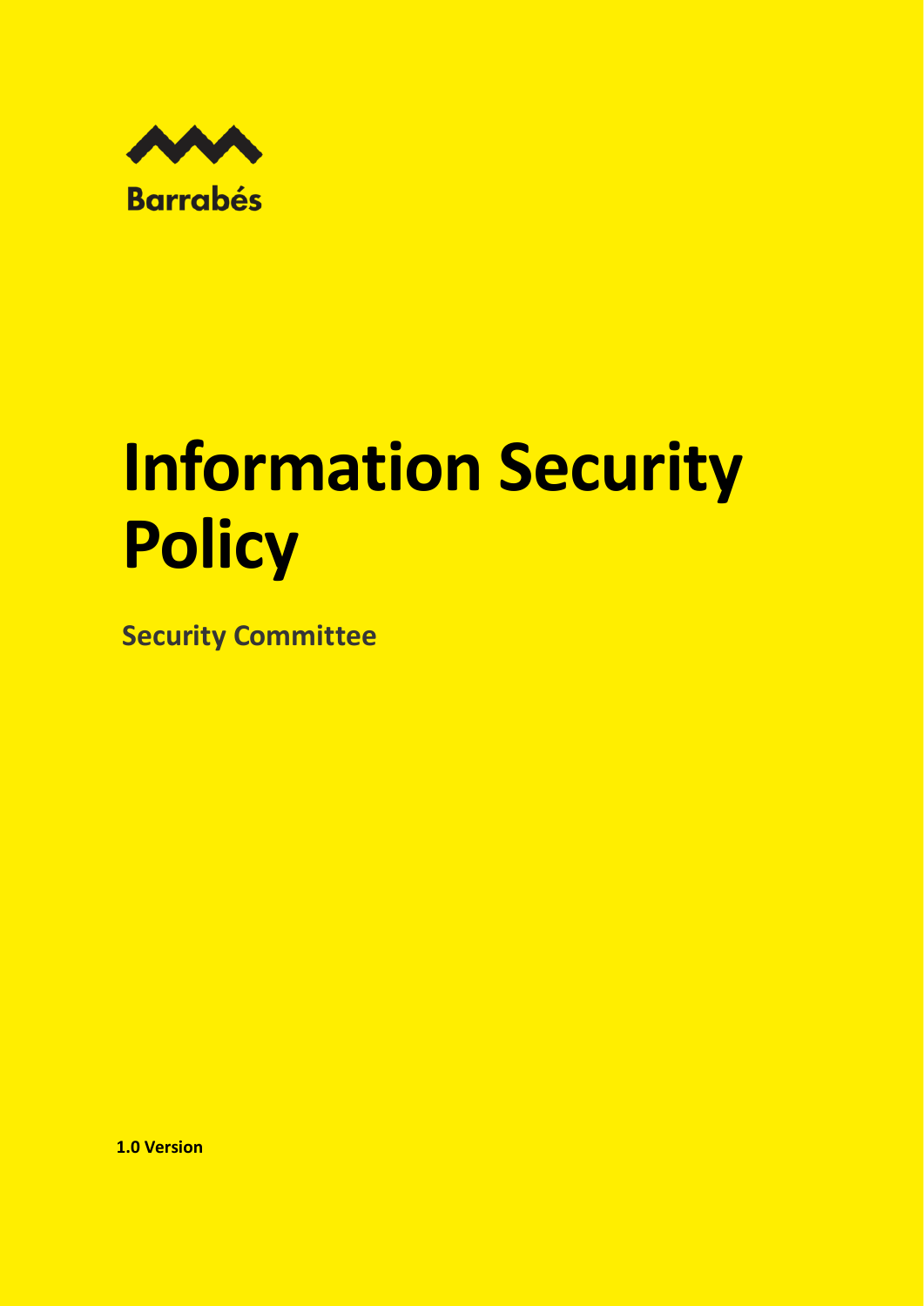Barrabés

# Information Security Policy

**Security Committee**

**1.0 Version**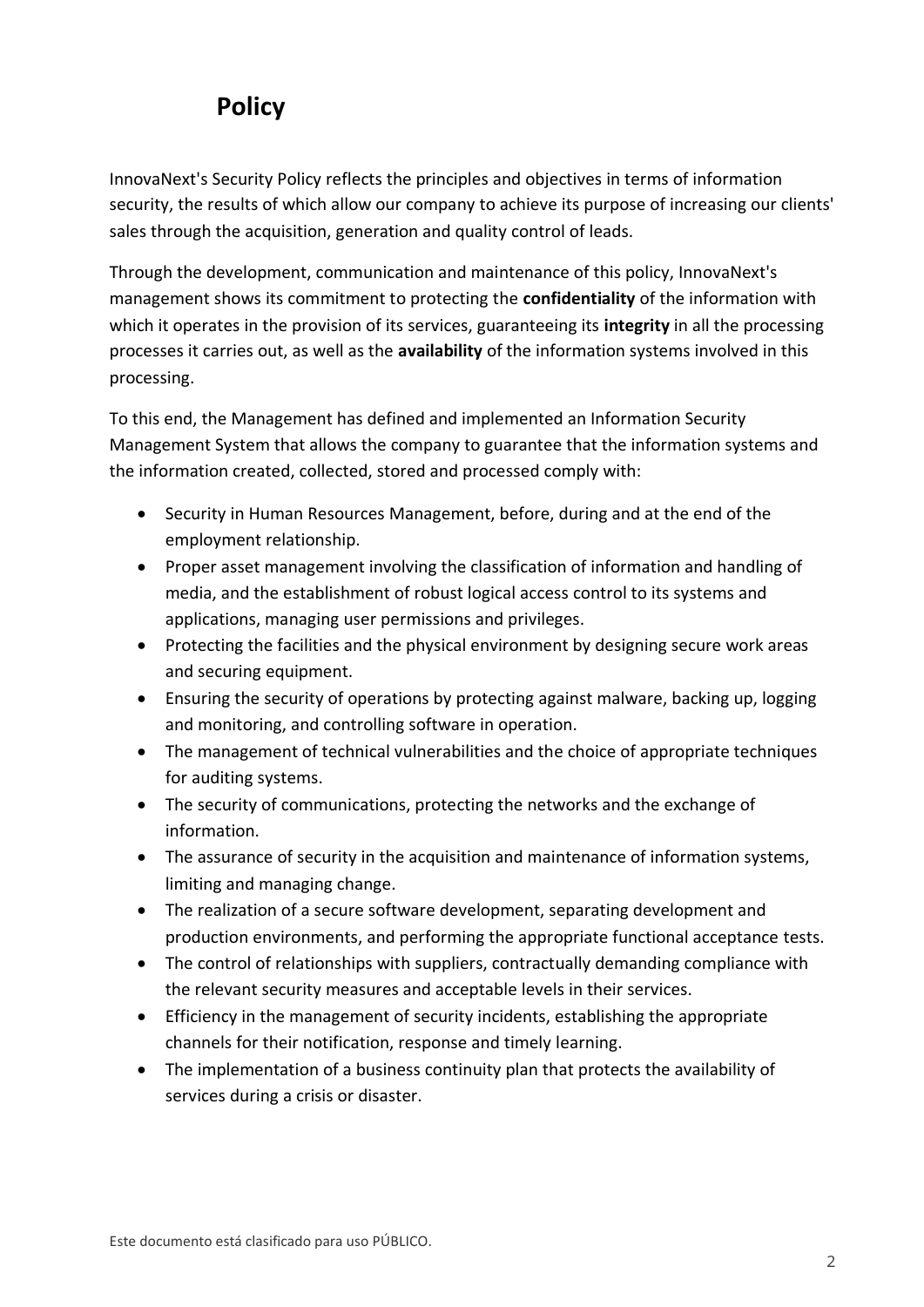# Policy

InnovaNext's Security Policy reflects the principles and objectives in terms of information security, the results of which allow our company to achieve its purpose of increasing our clients' sales through the acquisition, generation and quality control of leads.

Through the development, communication and maintenance of this policy, InnovaNext's management shows its commitment to protecting the **confidentiality** of the information with which it operates in the provision of its services, guaranteeing its **integrity** in all the processing processes it carries out, as well as the **availability** of the information systems involved in this processing.

To this end, the Management has defined and implemented an Information Security Management System that allows the company to guarantee that the information systems and the information created, collected, stored and processed comply with:

- Security in Human Resources Management, before, during and at the end of the employment relationship.
- Proper asset management involving the classification of information and handling of media, and the establishment of robust logical access control to its systems and applications, managing user permissions and privileges.
- Protecting the facilities and the physical environment by designing secure work areas and securing equipment.
- Ensuring the security of operations by protecting against malware, backing up, logging and monitoring, and controlling software in operation.
- The management of technical vulnerabilities and the choice of appropriate techniques for auditing systems.
- The security of communications, protecting the networks and the exchange of information.
- The assurance of security in the acquisition and maintenance of information systems, limiting and managing change.
- The realization of a secure software development, separating development and production environments, and performing the appropriate functional acceptance tests.
- The control of relationships with suppliers, contractually demanding compliance with the relevant security measures and acceptable levels in their services.
- Efficiency in the management of security incidents, establishing the appropriate channels for their notification, response and timely learning.
- The implementation of a business continuity plan that protects the availability of services during a crisis or disaster.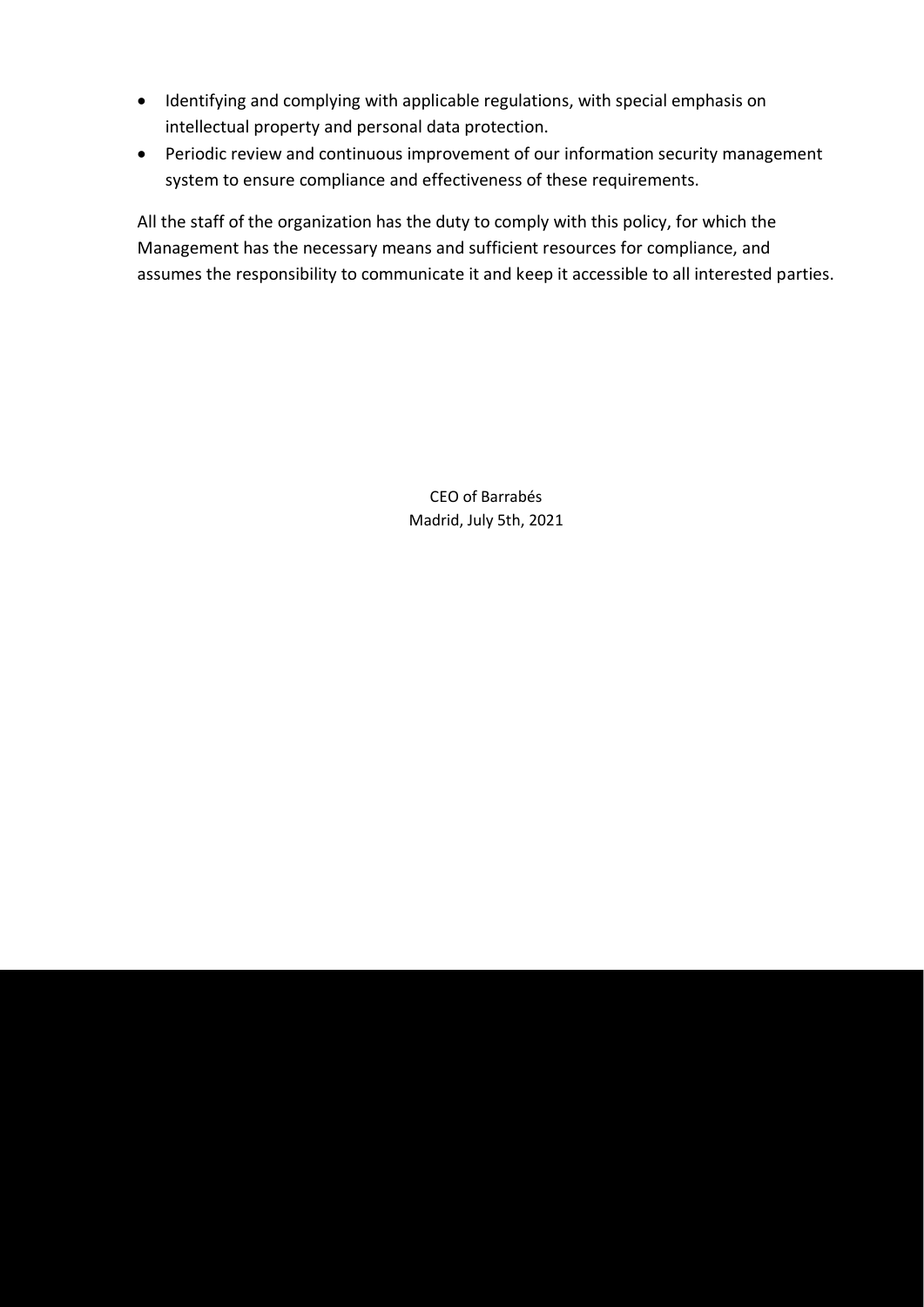- Identifying and complying with applicable regulations, with special emphasis on intellectual property and personal data protection.
- Periodic review and continuous improvement of our information security management system to ensure compliance and effectiveness of these requirements.

All the staff of the organization has the duty to comply with this policy, for which the Management has the necessary means and sufficient resources for compliance, and assumes the responsibility to communicate it and keep it accessible to all interested parties.

CEO of Barrabés
Madrid, July 5th, 2021